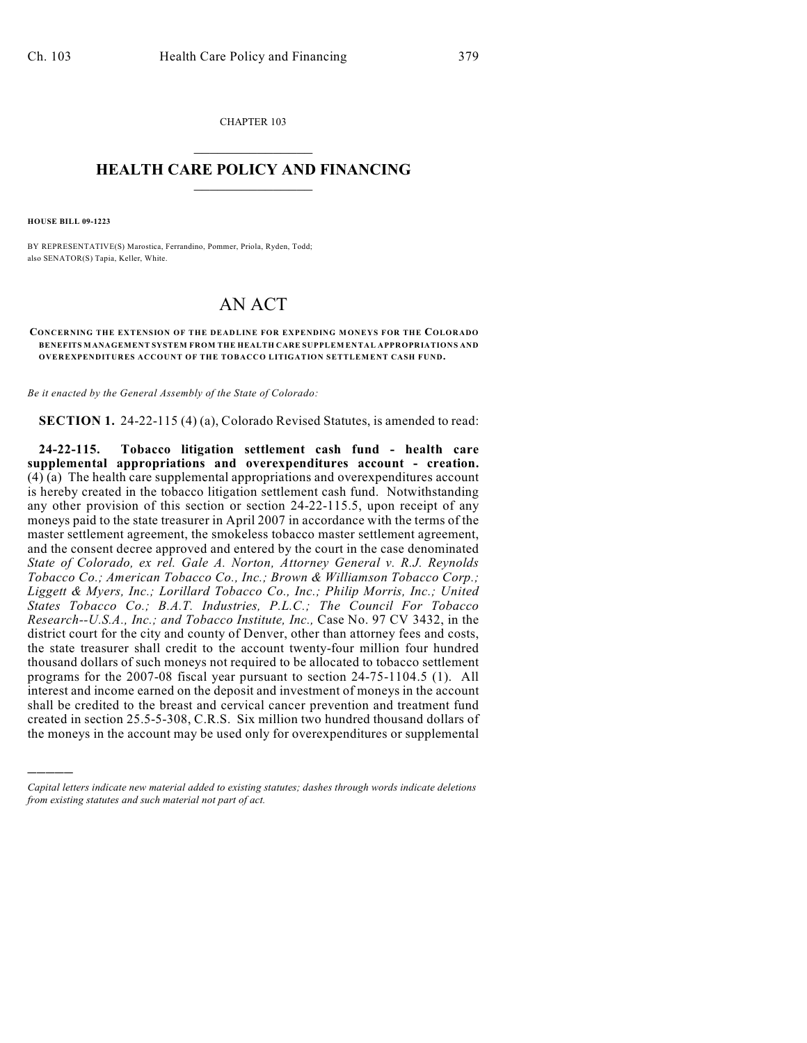CHAPTER 103

# HEALTH CARE POLICY AND FINANCING

**HOUSE BILL 09-1223**

BY REPRESENTATIVE(S) Marostica, Ferrandino, Pommer, Priola, Ryden, Todd; also SENATOR(S) Tapia, Keller, White.

# AN ACT

**CONCERNING THE EXTENSION OF THE DEADLINE FOR EXPENDING MONEYS FOR THE COLORADO BENEFITS MANAGEMENT SYSTEM FROM THE HEALTH CARE SUPPLEMENTAL APPROPRIATIONS AND OVEREXPENDITURES ACCOUNT OF THE TOBACCO LITIGATION SETTLEMENT CASH FUND.**

*Be it enacted by the General Assembly of the State of Colorado:*

**SECTION 1.** 24-22-115 (4) (a), Colorado Revised Statutes, is amended to read:

**24-22-115. Tobacco litigation settlement cash fund - health care supplemental appropriations and overexpenditures account - creation.** (4) (a) The health care supplemental appropriations and overexpenditures account is hereby created in the tobacco litigation settlement cash fund. Notwithstanding any other provision of this section or section 24-22-115.5, upon receipt of any moneys paid to the state treasurer in April 2007 in accordance with the terms of the master settlement agreement, the smokeless tobacco master settlement agreement, and the consent decree approved and entered by the court in the case denominated *State of Colorado, ex rel. Gale A. Norton, Attorney General v. R.J. Reynolds Tobacco Co.; American Tobacco Co., Inc.; Brown & Williamson Tobacco Corp.; Liggett & Myers, Inc.; Lorillard Tobacco Co., Inc.; Philip Morris, Inc.; United States Tobacco Co.; B.A.T. Industries, P.L.C.; The Council For Tobacco Research--U.S.A., Inc.; and Tobacco Institute, Inc.,* Case No. 97 CV 3432, in the district court for the city and county of Denver, other than attorney fees and costs, the state treasurer shall credit to the account twenty-four million four hundred thousand dollars of such moneys not required to be allocated to tobacco settlement programs for the 2007-08 fiscal year pursuant to section 24-75-1104.5 (1). All interest and income earned on the deposit and investment of moneys in the account shall be credited to the breast and cervical cancer prevention and treatment fund created in section 25.5-5-308, C.R.S. Six million two hundred thousand dollars of the moneys in the account may be used only for overexpenditures or supplemental

---

*Capital letters indicate new material added to existing statutes; dashes through words indicate deletions from existing statutes and such material not part of act.*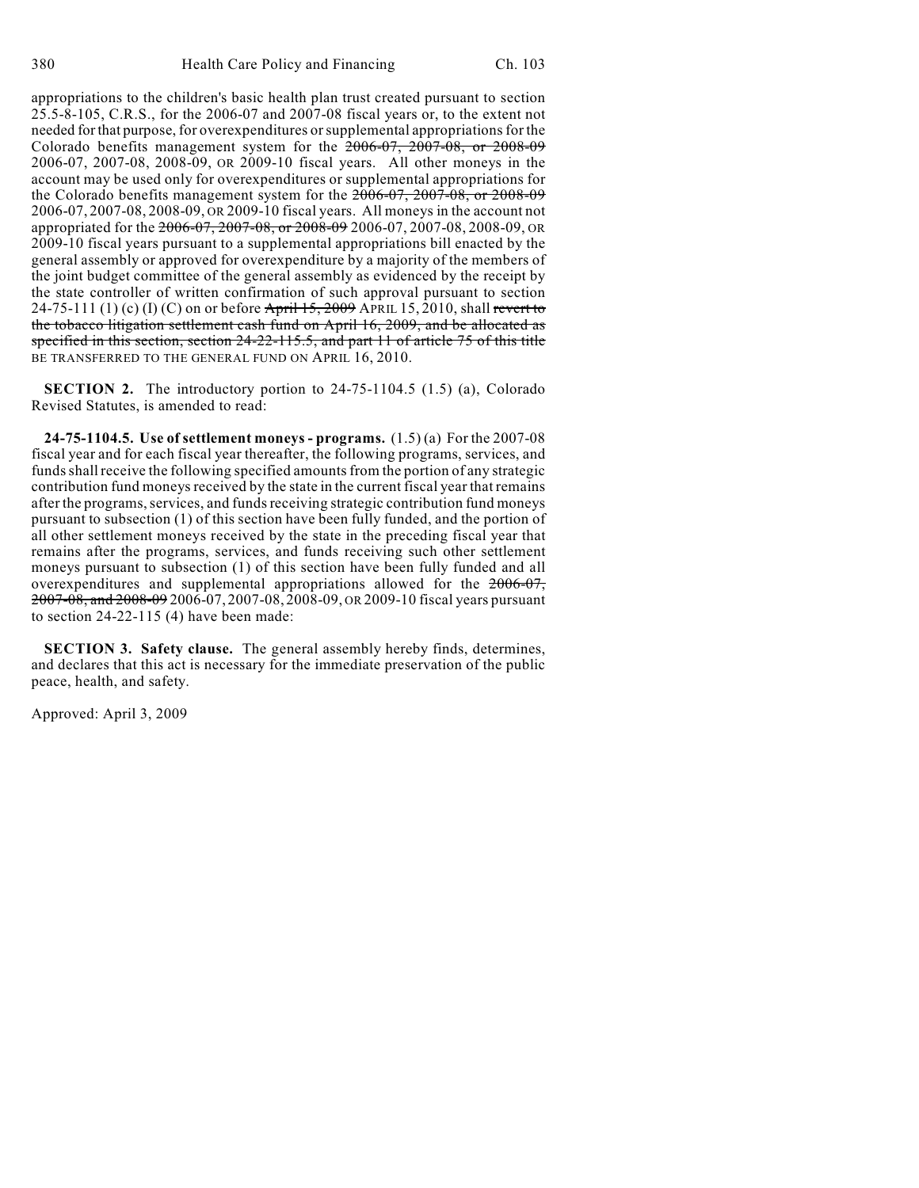appropriations to the children's basic health plan trust created pursuant to section 25.5-8-105, C.R.S., for the 2006-07 and 2007-08 fiscal years or, to the extent not needed for that purpose, for overexpenditures or supplemental appropriations for the Colorado benefits management system for the ~~2006-07, 2007-08, or 2008-09~~ 2006-07, 2007-08, 2008-09, OR 2009-10 fiscal years. All other moneys in the account may be used only for overexpenditures or supplemental appropriations for the Colorado benefits management system for the ~~2006-07, 2007-08, or 2008-09~~ 2006-07, 2007-08, 2008-09, OR 2009-10 fiscal years. All moneys in the account not appropriated for the ~~2006-07, 2007-08, or 2008-09~~ 2006-07, 2007-08, 2008-09, OR 2009-10 fiscal years pursuant to a supplemental appropriations bill enacted by the general assembly or approved for overexpenditure by a majority of the members of the joint budget committee of the general assembly as evidenced by the receipt by the state controller of written confirmation of such approval pursuant to section 24-75-111 (1) (c) (I) (C) on or before ~~April 15, 2009~~ APRIL 15, 2010, shall ~~revert to the tobacco litigation settlement cash fund on April 16, 2009, and be allocated as specified in this section, section 24-22-115.5, and part 11 of article 75 of this title~~ BE TRANSFERRED TO THE GENERAL FUND ON APRIL 16, 2010.

**SECTION 2.** The introductory portion to 24-75-1104.5 (1.5) (a), Colorado Revised Statutes, is amended to read:

**24-75-1104.5. Use of settlement moneys - programs.** (1.5) (a) For the 2007-08 fiscal year and for each fiscal year thereafter, the following programs, services, and funds shall receive the following specified amounts from the portion of any strategic contribution fund moneys received by the state in the current fiscal year that remains after the programs, services, and funds receiving strategic contribution fund moneys pursuant to subsection (1) of this section have been fully funded, and the portion of all other settlement moneys received by the state in the preceding fiscal year that remains after the programs, services, and funds receiving such other settlement moneys pursuant to subsection (1) of this section have been fully funded and all overexpenditures and supplemental appropriations allowed for the ~~2006-07, 2007-08, and 2008-09~~ 2006-07, 2007-08, 2008-09, OR 2009-10 fiscal years pursuant to section 24-22-115 (4) have been made:

**SECTION 3. Safety clause.** The general assembly hereby finds, determines, and declares that this act is necessary for the immediate preservation of the public peace, health, and safety.

Approved: April 3, 2009